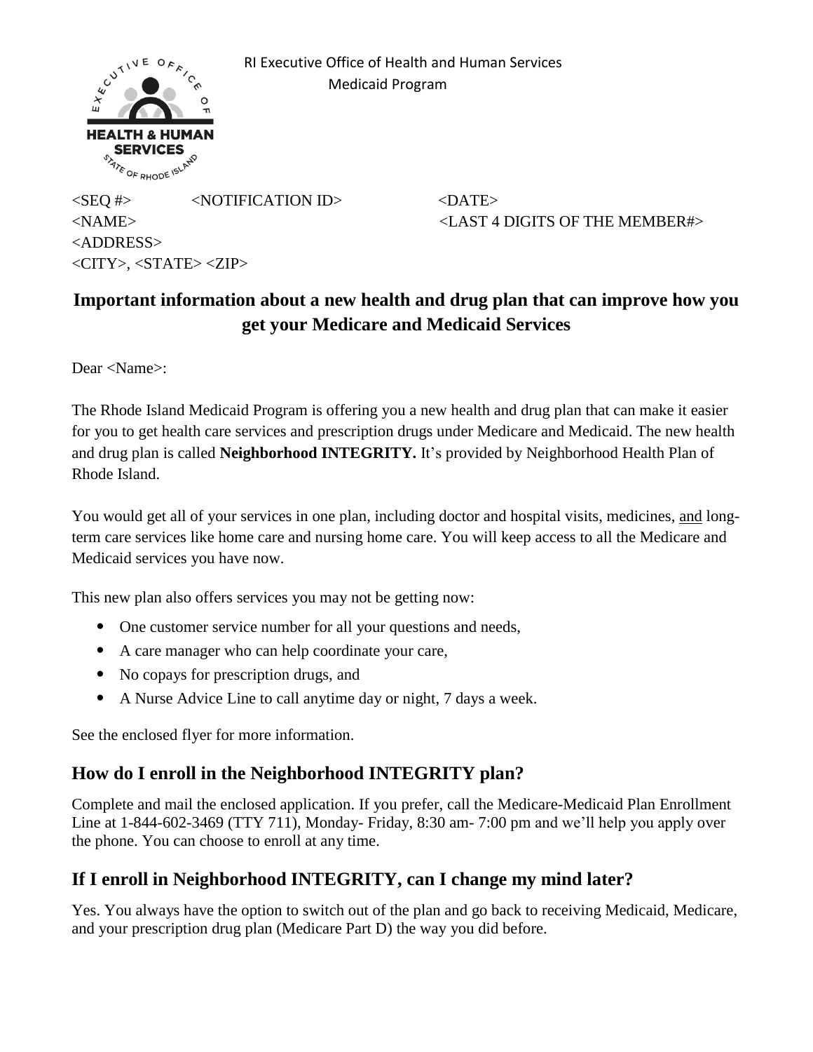RI Executive Office of Health and Human Services
Medicaid Program

<SEQ #> <NOTIFICATION ID> <DATE>
<NAME> <LAST 4 DIGITS OF THE MEMBER#>
<ADDRESS>
<CITY>, <STATE> <ZIP>

# Important information about a new health and drug plan that can improve how you get your Medicare and Medicaid Services

Dear <Name>:

The Rhode Island Medicaid Program is offering you a new health and drug plan that can make it easier for you to get health care services and prescription drugs under Medicare and Medicaid. The new health and drug plan is called **Neighborhood INTEGRITY.** It's provided by Neighborhood Health Plan of Rhode Island.

You would get all of your services in one plan, including doctor and hospital visits, medicines, <u>and</u> long-term care services like home care and nursing home care. You will keep access to all the Medicare and Medicaid services you have now.

This new plan also offers services you may not be getting now:

- One customer service number for all your questions and needs,
- A care manager who can help coordinate your care,
- No copays for prescription drugs, and
- A Nurse Advice Line to call anytime day or night, 7 days a week.

See the enclosed flyer for more information.

## How do I enroll in the Neighborhood INTEGRITY plan?

Complete and mail the enclosed application. If you prefer, call the Medicare-Medicaid Plan Enrollment Line at 1-844-602-3469 (TTY 711), Monday- Friday, 8:30 am- 7:00 pm and we'll help you apply over the phone. You can choose to enroll at any time.

## If I enroll in Neighborhood INTEGRITY, can I change my mind later?

Yes. You always have the option to switch out of the plan and go back to receiving Medicaid, Medicare, and your prescription drug plan (Medicare Part D) the way you did before.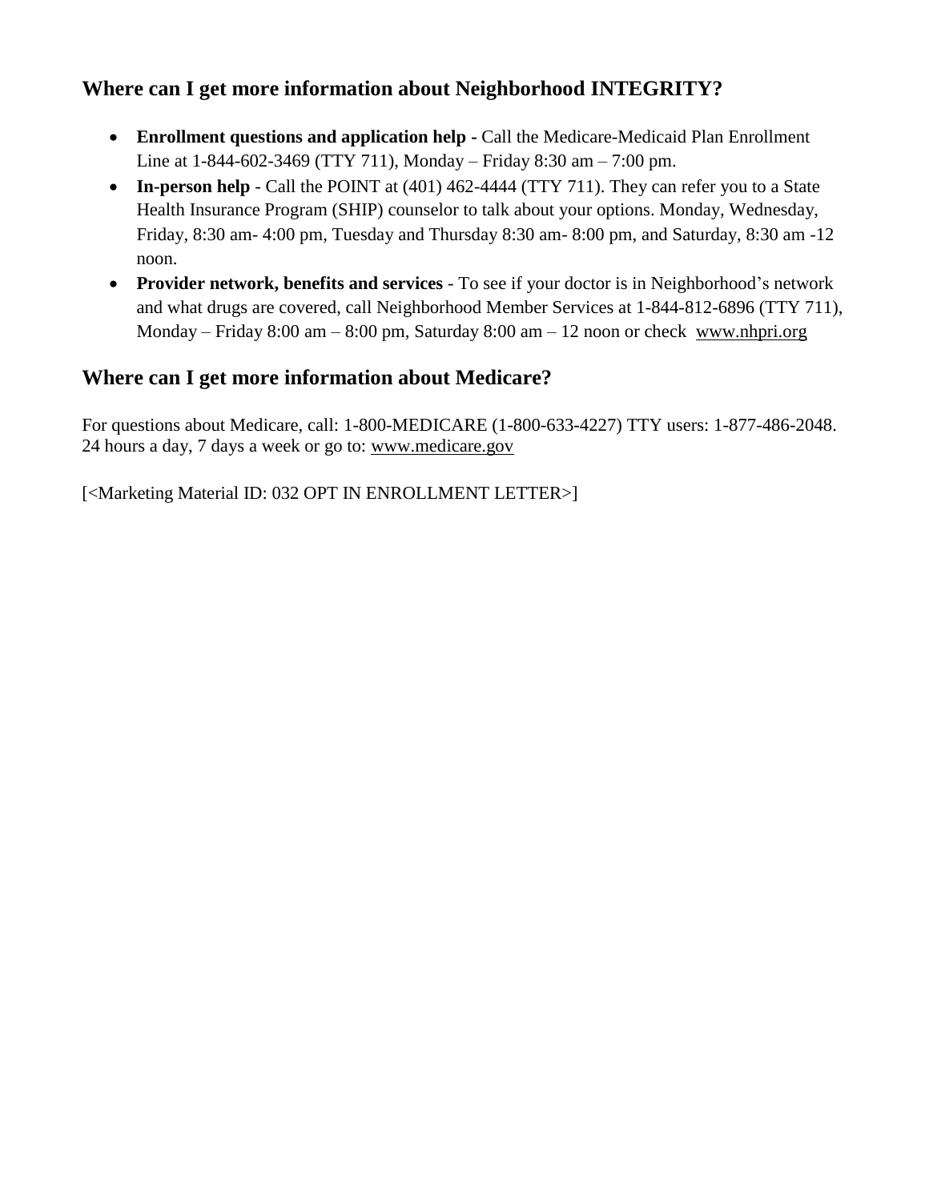## Where can I get more information about Neighborhood INTEGRITY?

- **Enrollment questions and application help -** Call the Medicare-Medicaid Plan Enrollment Line at 1-844-602-3469 (TTY 711), Monday – Friday 8:30 am – 7:00 pm.
- **In-person help** - Call the POINT at (401) 462-4444 (TTY 711). They can refer you to a State Health Insurance Program (SHIP) counselor to talk about your options. Monday, Wednesday, Friday, 8:30 am- 4:00 pm, Tuesday and Thursday 8:30 am- 8:00 pm, and Saturday, 8:30 am -12 noon.
- **Provider network, benefits and services** - To see if your doctor is in Neighborhood's network and what drugs are covered, call Neighborhood Member Services at 1-844-812-6896 (TTY 711), Monday – Friday 8:00 am – 8:00 pm, Saturday 8:00 am – 12 noon or check www.nhpri.org

## Where can I get more information about Medicare?

For questions about Medicare, call: 1-800-MEDICARE (1-800-633-4227) TTY users: 1-877-486-2048. 24 hours a day, 7 days a week or go to: www.medicare.gov

[<Marketing Material ID: 032 OPT IN ENROLLMENT LETTER>]